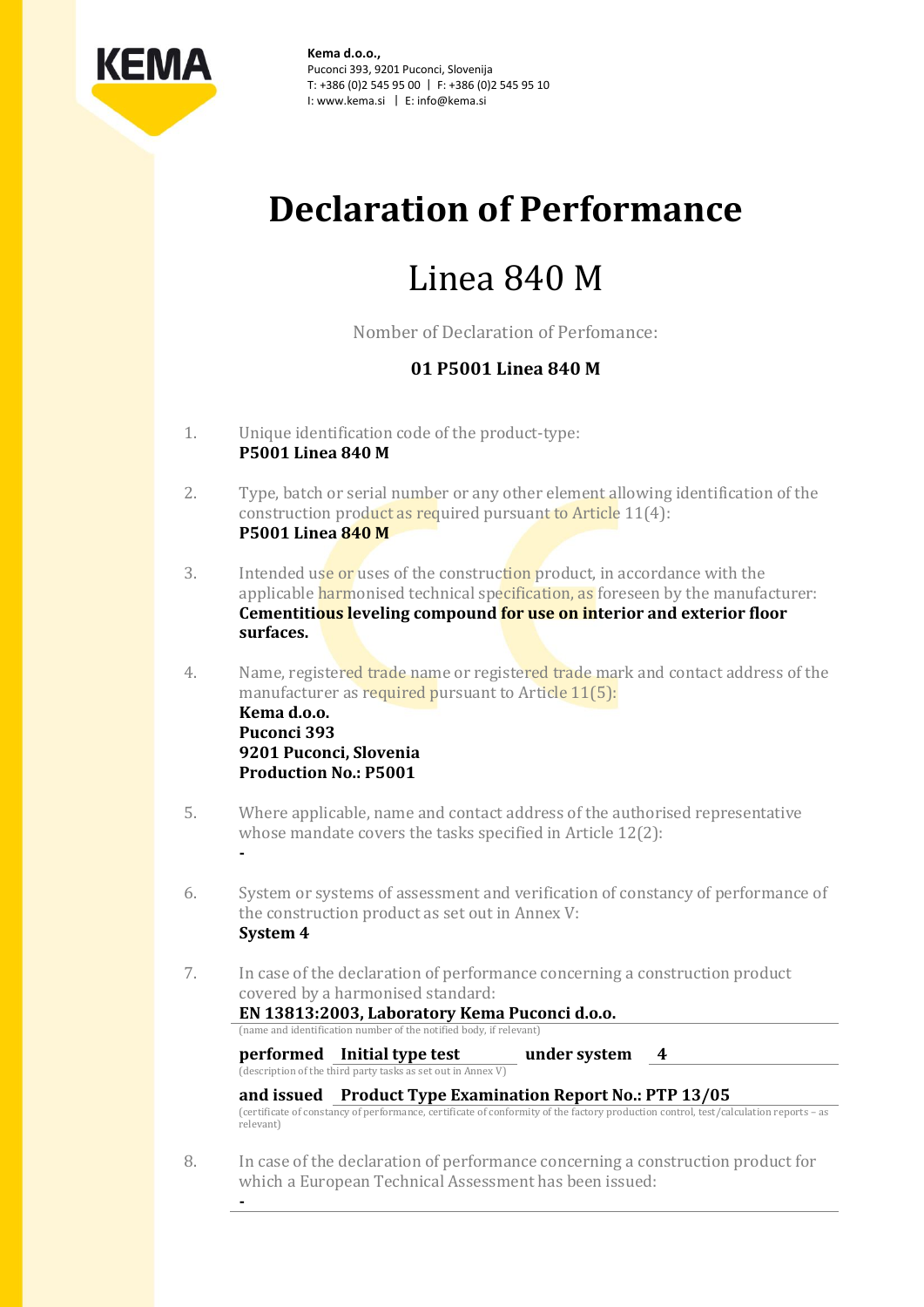KEMA

**Kema d.o.o.,**
Puconci 393, 9201 Puconci, Slovenija
T: +386 (0)2 545 95 00 | F: +386 (0)2 545 95 10
I: www.kema.si | E: info@kema.si

# Declaration of Performance

## Linea 840 M

Nomber of Declaration of Perfomance:

**01 P5001 Linea 840 M**

1. Unique identification code of the product-type:
   **P5001 Linea 840 M**

2. Type, batch or serial number or any other element allowing identification of the construction product as required pursuant to Article 11(4):
   **P5001 Linea 840 M**

3. Intended use or uses of the construction product, in accordance with the applicable harmonised technical specification, as foreseen by the manufacturer:
   **Cementitious leveling compound for use on interior and exterior floor surfaces.**

4. Name, registered trade name or registered trade mark and contact address of the manufacturer as required pursuant to Article 11(5):
   **Kema d.o.o.**
   **Puconci 393**
   **9201 Puconci, Slovenia**
   **Production No.: P5001**

5. Where applicable, name and contact address of the authorised representative whose mandate covers the tasks specified in Article 12(2):
   **-**

6. System or systems of assessment and verification of constancy of performance of the construction product as set out in Annex V:
   **System 4**

7. In case of the declaration of performance concerning a construction product covered by a harmonised standard:
   **EN 13813:2003, Laboratory Kema Puconci d.o.o.**
   (name and identification number of the notified body, if relevant)

   **performed Initial type test under system 4**
   (description of the third party tasks as set out in Annex V)

   **and issued Product Type Examination Report No.: PTP 13/05**
   (certificate of constancy of performance, certificate of conformity of the factory production control, test/calculation reports – as relevant)

8. In case of the declaration of performance concerning a construction product for which a European Technical Assessment has been issued:
   **-**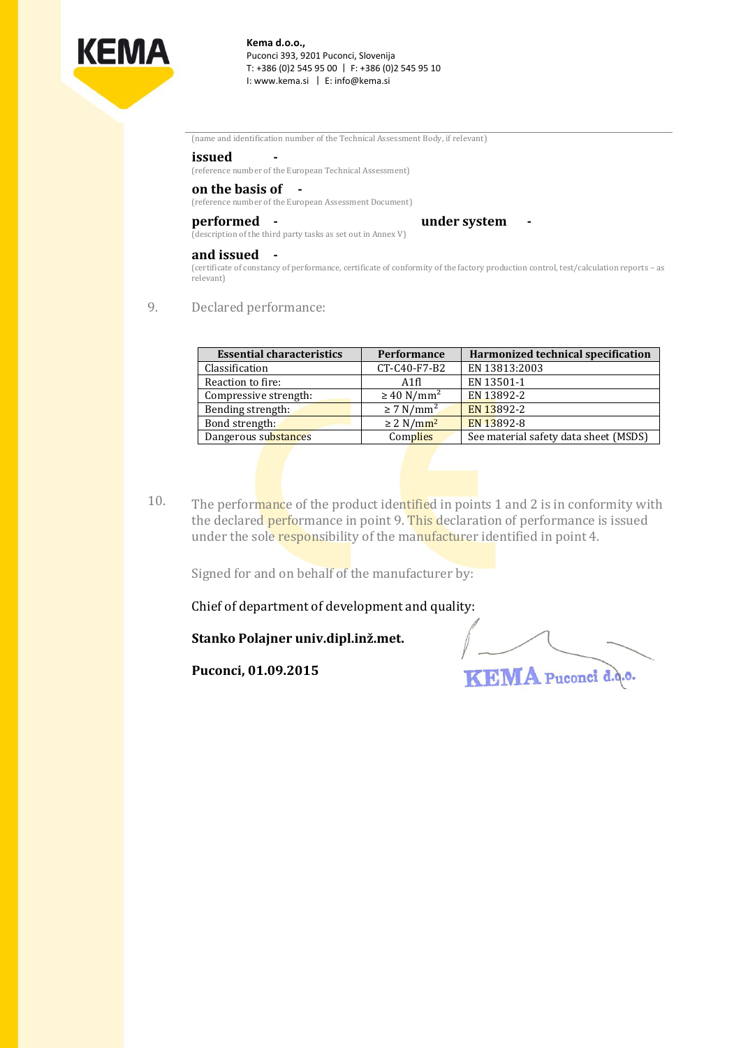(name and identification number of the Technical Assessment Body, if relevant)

**issued** -
(reference number of the European Technical Assessment)

**on the basis of** -
(reference number of the European Assessment Document)

**performed** - **under system** -
(description of the third party tasks as set out in Annex V)

**and issued** -
(certificate of constancy of performance, certificate of conformity of the factory production control, test/calculation reports – as relevant)

9. Declared performance:

| Essential characteristics | Performance | Harmonized technical specification |
|---|---|---|
| Classification | CT-C40-F7-B2 | EN 13813:2003 |
| Reaction to fire: | A1fl | EN 13501-1 |
| Compressive strength: | ≥ 40 $N/mm^2$ | EN 13892-2 |
| Bending strength: | ≥ 7 $N/mm^2$ | EN 13892-2 |
| Bond strength: | ≥ 2 $N/mm^2$ | EN 13892-8 |
| Dangerous substances | Complies | See material safety data sheet (MSDS) |

10. The performance of the product identified in points 1 and 2 is in conformity with the declared performance in point 9. This declaration of performance is issued under the sole responsibility of the manufacturer identified in point 4.

Signed for and on behalf of the manufacturer by:

Chief of department of development and quality:

**Stanko Polajner univ.dipl.inž.met.**

**Puconci, 01.09.2015**

KEMA Puconci d.o.o.